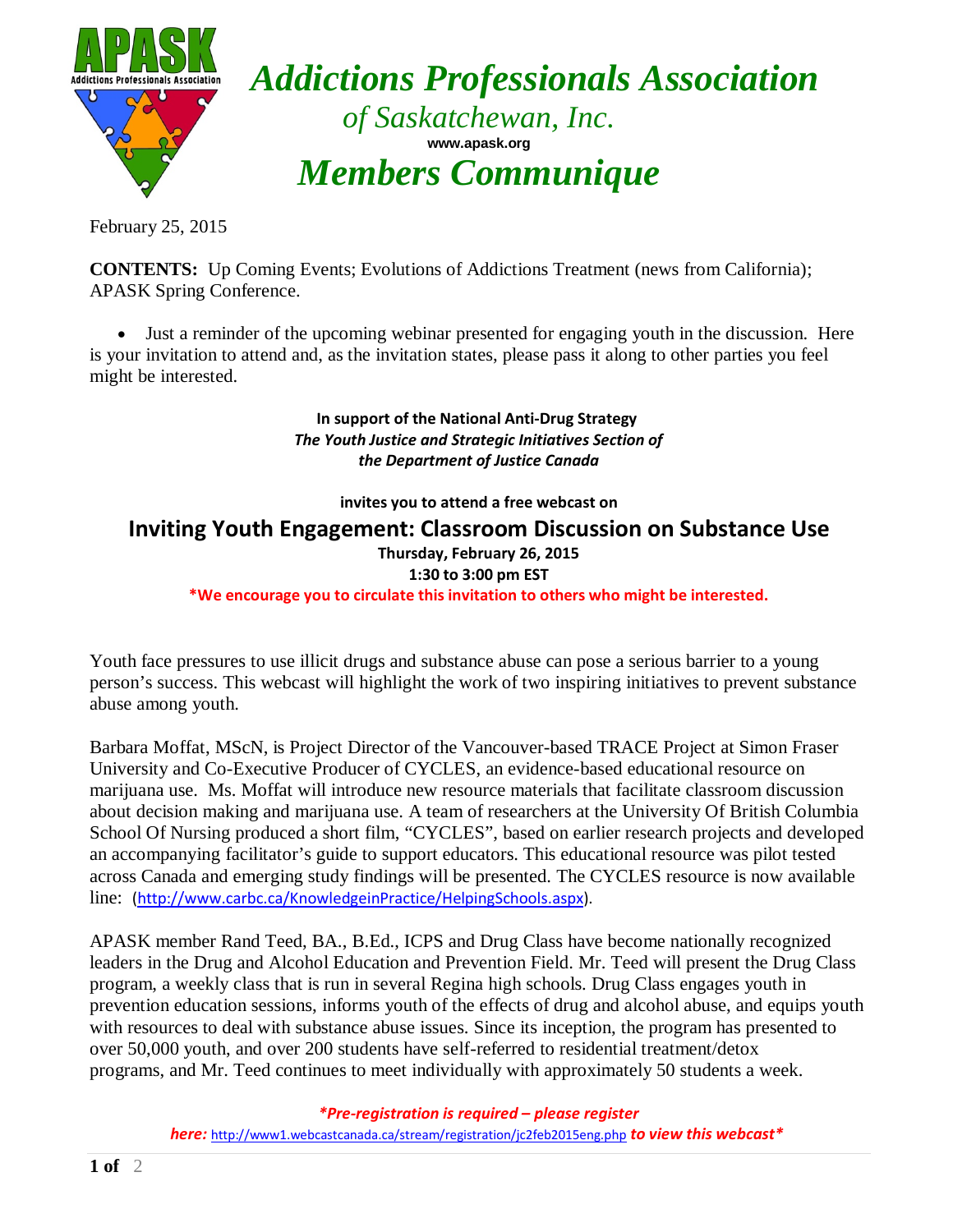# Addictions Professionals Association

*of Saskatchewan, Inc.*

**www.apask.org**

## *Members Communique*

February 25, 2015

**CONTENTS:** Up Coming Events; Evolutions of Addictions Treatment (news from California); APASK Spring Conference.

- Just a reminder of the upcoming webinar presented for engaging youth in the discussion. Here is your invitation to attend and, as the invitation states, please pass it along to other parties you feel might be interested.

**In support of the National Anti-Drug Strategy**
***The Youth Justice and Strategic Initiatives Section of the Department of Justice Canada***

**invites you to attend a free webcast on**

### Inviting Youth Engagement: Classroom Discussion on Substance Use

**Thursday, February 26, 2015**
**1:30 to 3:00 pm EST**

**\*We encourage you to circulate this invitation to others who might be interested.**

Youth face pressures to use illicit drugs and substance abuse can pose a serious barrier to a young person's success. This webcast will highlight the work of two inspiring initiatives to prevent substance abuse among youth.

Barbara Moffat, MScN, is Project Director of the Vancouver-based TRACE Project at Simon Fraser University and Co-Executive Producer of CYCLES, an evidence-based educational resource on marijuana use. Ms. Moffat will introduce new resource materials that facilitate classroom discussion about decision making and marijuana use. A team of researchers at the University Of British Columbia School Of Nursing produced a short film, "CYCLES", based on earlier research projects and developed an accompanying facilitator's guide to support educators. This educational resource was pilot tested across Canada and emerging study findings will be presented. The CYCLES resource is now available line: (http://www.carbc.ca/KnowledgeinPractice/HelpingSchools.aspx).

APASK member Rand Teed, BA., B.Ed., ICPS and Drug Class have become nationally recognized leaders in the Drug and Alcohol Education and Prevention Field. Mr. Teed will present the Drug Class program, a weekly class that is run in several Regina high schools. Drug Class engages youth in prevention education sessions, informs youth of the effects of drug and alcohol abuse, and equips youth with resources to deal with substance abuse issues. Since its inception, the program has presented to over 50,000 youth, and over 200 students have self-referred to residential treatment/detox programs, and Mr. Teed continues to meet individually with approximately 50 students a week.

***\*Pre-registration is required – please register here:*** http://www1.webcastcanada.ca/stream/registration/jc2feb2015eng.php ***to view this webcast\****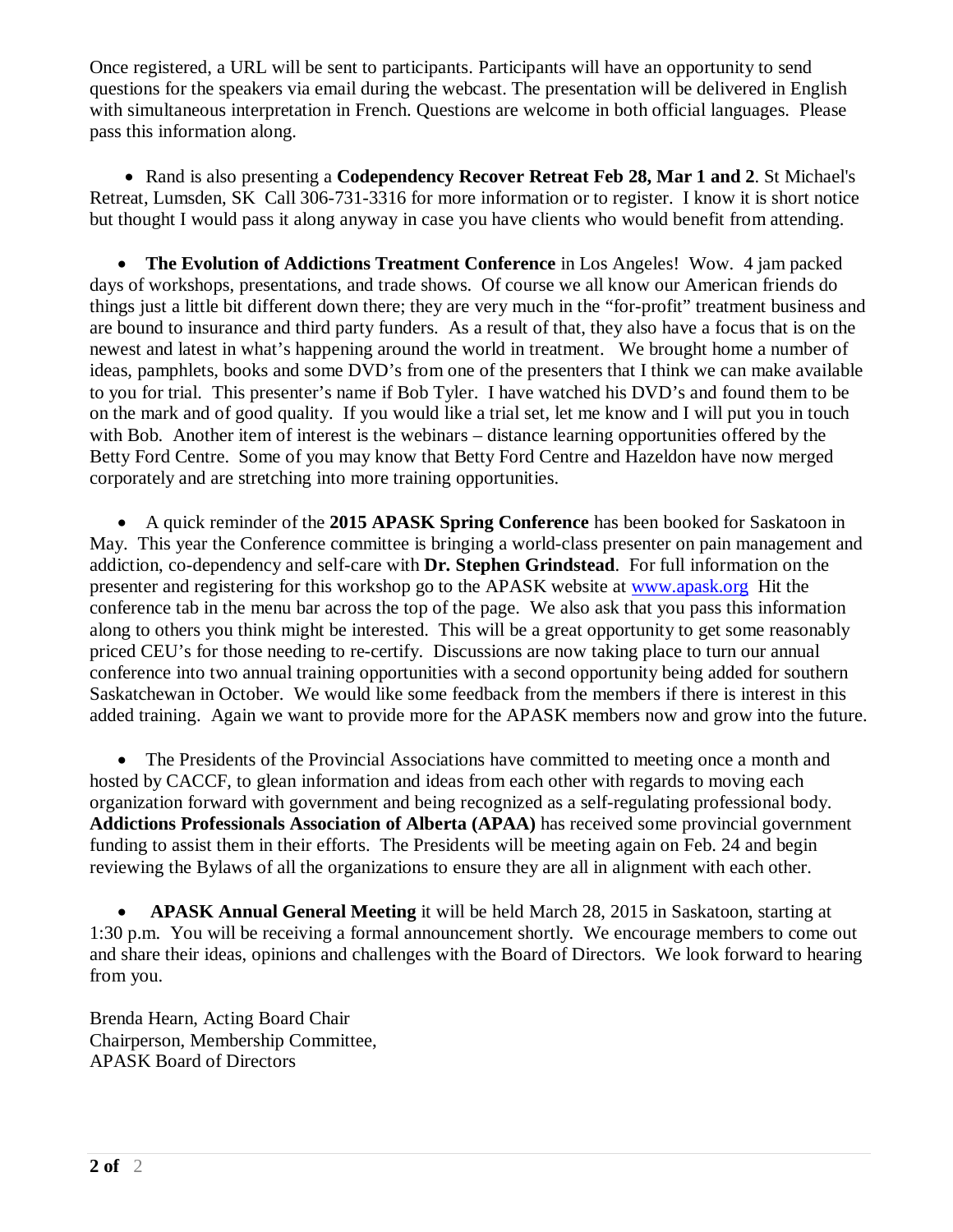Once registered, a URL will be sent to participants. Participants will have an opportunity to send questions for the speakers via email during the webcast. The presentation will be delivered in English with simultaneous interpretation in French. Questions are welcome in both official languages. Please pass this information along.

- Rand is also presenting a **Codependency Recover Retreat Feb 28, Mar 1 and 2**. St Michael's Retreat, Lumsden, SK Call 306-731-3316 for more information or to register. I know it is short notice but thought I would pass it along anyway in case you have clients who would benefit from attending.

- **The Evolution of Addictions Treatment Conference** in Los Angeles! Wow. 4 jam packed days of workshops, presentations, and trade shows. Of course we all know our American friends do things just a little bit different down there; they are very much in the "for-profit" treatment business and are bound to insurance and third party funders. As a result of that, they also have a focus that is on the newest and latest in what's happening around the world in treatment. We brought home a number of ideas, pamphlets, books and some DVD's from one of the presenters that I think we can make available to you for trial. This presenter's name if Bob Tyler. I have watched his DVD's and found them to be on the mark and of good quality. If you would like a trial set, let me know and I will put you in touch with Bob. Another item of interest is the webinars – distance learning opportunities offered by the Betty Ford Centre. Some of you may know that Betty Ford Centre and Hazeldon have now merged corporately and are stretching into more training opportunities.

- A quick reminder of the **2015 APASK Spring Conference** has been booked for Saskatoon in May. This year the Conference committee is bringing a world-class presenter on pain management and addiction, co-dependency and self-care with **Dr. Stephen Grindstead**. For full information on the presenter and registering for this workshop go to the APASK website at [www.apask.org](http://www.apask.org) Hit the conference tab in the menu bar across the top of the page. We also ask that you pass this information along to others you think might be interested. This will be a great opportunity to get some reasonably priced CEU's for those needing to re-certify. Discussions are now taking place to turn our annual conference into two annual training opportunities with a second opportunity being added for southern Saskatchewan in October. We would like some feedback from the members if there is interest in this added training. Again we want to provide more for the APASK members now and grow into the future.

- The Presidents of the Provincial Associations have committed to meeting once a month and hosted by CACCF, to glean information and ideas from each other with regards to moving each organization forward with government and being recognized as a self-regulating professional body. **Addictions Professionals Association of Alberta (APAA)** has received some provincial government funding to assist them in their efforts. The Presidents will be meeting again on Feb. 24 and begin reviewing the Bylaws of all the organizations to ensure they are all in alignment with each other.

- **APASK Annual General Meeting** it will be held March 28, 2015 in Saskatoon, starting at 1:30 p.m. You will be receiving a formal announcement shortly. We encourage members to come out and share their ideas, opinions and challenges with the Board of Directors. We look forward to hearing from you.

Brenda Hearn, Acting Board Chair
Chairperson, Membership Committee,
APASK Board of Directors